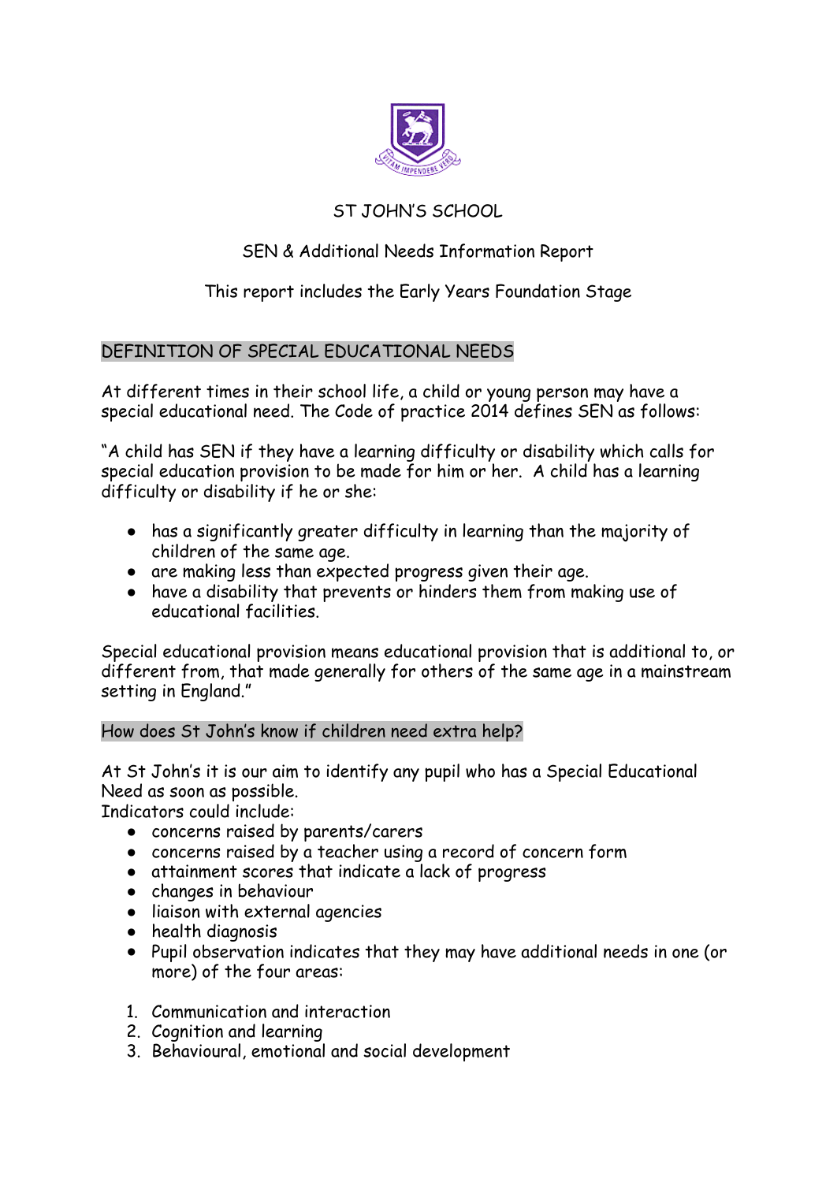# ST JOHN'S SCHOOL

## SEN & Additional Needs Information Report

This report includes the Early Years Foundation Stage

## DEFINITION OF SPECIAL EDUCATIONAL NEEDS

At different times in their school life, a child or young person may have a special educational need. The Code of practice 2014 defines SEN as follows:

"A child has SEN if they have a learning difficulty or disability which calls for special education provision to be made for him or her. A child has a learning difficulty or disability if he or she:

- has a significantly greater difficulty in learning than the majority of children of the same age.
- are making less than expected progress given their age.
- have a disability that prevents or hinders them from making use of educational facilities.

Special educational provision means educational provision that is additional to, or different from, that made generally for others of the same age in a mainstream setting in England."

## How does St John's know if children need extra help?

At St John's it is our aim to identify any pupil who has a Special Educational Need as soon as possible.

Indicators could include:

- concerns raised by parents/carers
- concerns raised by a teacher using a record of concern form
- attainment scores that indicate a lack of progress
- changes in behaviour
- liaison with external agencies
- health diagnosis
- Pupil observation indicates that they may have additional needs in one (or more) of the four areas:

1. Communication and interaction
2. Cognition and learning
3. Behavioural, emotional and social development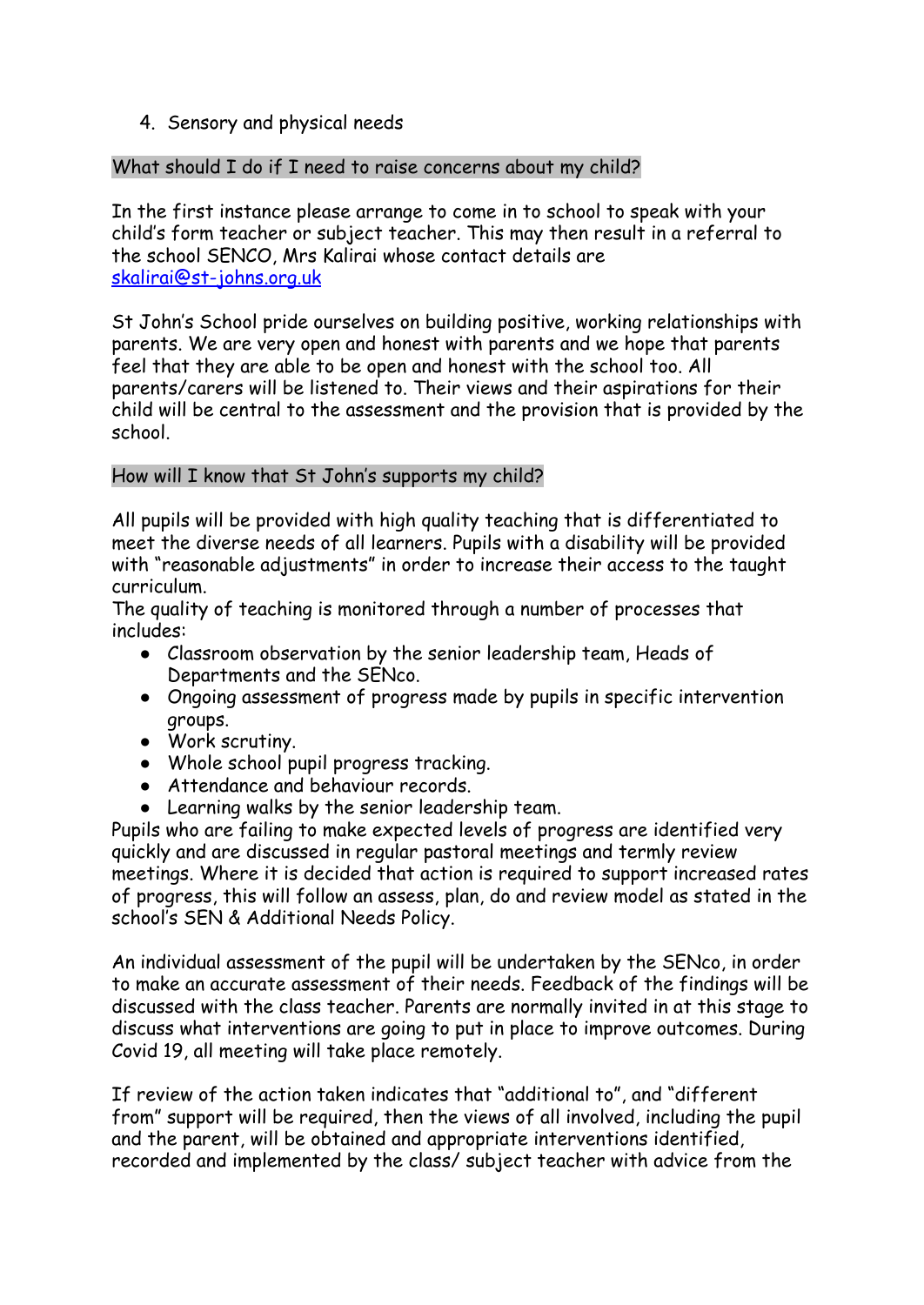4. Sensory and physical needs

## What should I do if I need to raise concerns about my child?

In the first instance please arrange to come in to school to speak with your child's form teacher or subject teacher. This may then result in a referral to the school SENCO, Mrs Kalirai whose contact details are [skalirai@st-johns.org.uk](mailto:skalirai@st-johns.org.uk)

St John's School pride ourselves on building positive, working relationships with parents. We are very open and honest with parents and we hope that parents feel that they are able to be open and honest with the school too. All parents/carers will be listened to. Their views and their aspirations for their child will be central to the assessment and the provision that is provided by the school.

## How will I know that St John's supports my child?

All pupils will be provided with high quality teaching that is differentiated to meet the diverse needs of all learners. Pupils with a disability will be provided with "reasonable adjustments" in order to increase their access to the taught curriculum.
The quality of teaching is monitored through a number of processes that includes:

- Classroom observation by the senior leadership team, Heads of Departments and the SENco.
- Ongoing assessment of progress made by pupils in specific intervention groups.
- Work scrutiny.
- Whole school pupil progress tracking.
- Attendance and behaviour records.
- Learning walks by the senior leadership team.

Pupils who are failing to make expected levels of progress are identified very quickly and are discussed in regular pastoral meetings and termly review meetings. Where it is decided that action is required to support increased rates of progress, this will follow an assess, plan, do and review model as stated in the school's SEN & Additional Needs Policy.

An individual assessment of the pupil will be undertaken by the SENco, in order to make an accurate assessment of their needs. Feedback of the findings will be discussed with the class teacher. Parents are normally invited in at this stage to discuss what interventions are going to put in place to improve outcomes. During Covid 19, all meeting will take place remotely.

If review of the action taken indicates that "additional to", and "different from" support will be required, then the views of all involved, including the pupil and the parent, will be obtained and appropriate interventions identified, recorded and implemented by the class/ subject teacher with advice from the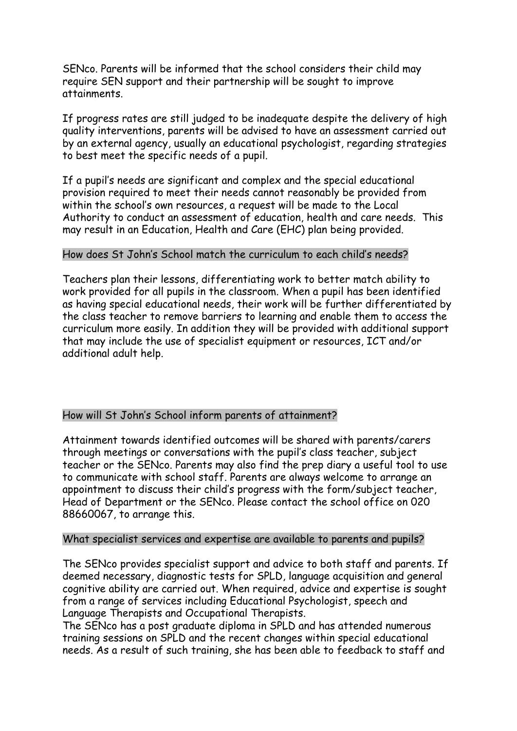SENco. Parents will be informed that the school considers their child may require SEN support and their partnership will be sought to improve attainments.

If progress rates are still judged to be inadequate despite the delivery of high quality interventions, parents will be advised to have an assessment carried out by an external agency, usually an educational psychologist, regarding strategies to best meet the specific needs of a pupil.

If a pupil's needs are significant and complex and the special educational provision required to meet their needs cannot reasonably be provided from within the school's own resources, a request will be made to the Local Authority to conduct an assessment of education, health and care needs. This may result in an Education, Health and Care (EHC) plan being provided.

## How does St John's School match the curriculum to each child's needs?

Teachers plan their lessons, differentiating work to better match ability to work provided for all pupils in the classroom. When a pupil has been identified as having special educational needs, their work will be further differentiated by the class teacher to remove barriers to learning and enable them to access the curriculum more easily. In addition they will be provided with additional support that may include the use of specialist equipment or resources, ICT and/or additional adult help.

## How will St John's School inform parents of attainment?

Attainment towards identified outcomes will be shared with parents/carers through meetings or conversations with the pupil's class teacher, subject teacher or the SENco. Parents may also find the prep diary a useful tool to use to communicate with school staff. Parents are always welcome to arrange an appointment to discuss their child's progress with the form/subject teacher, Head of Department or the SENco. Please contact the school office on 020 88660067, to arrange this.

## What specialist services and expertise are available to parents and pupils?

The SENco provides specialist support and advice to both staff and parents. If deemed necessary, diagnostic tests for SPLD, language acquisition and general cognitive ability are carried out. When required, advice and expertise is sought from a range of services including Educational Psychologist, speech and Language Therapists and Occupational Therapists.
The SENco has a post graduate diploma in SPLD and has attended numerous training sessions on SPLD and the recent changes within special educational needs. As a result of such training, she has been able to feedback to staff and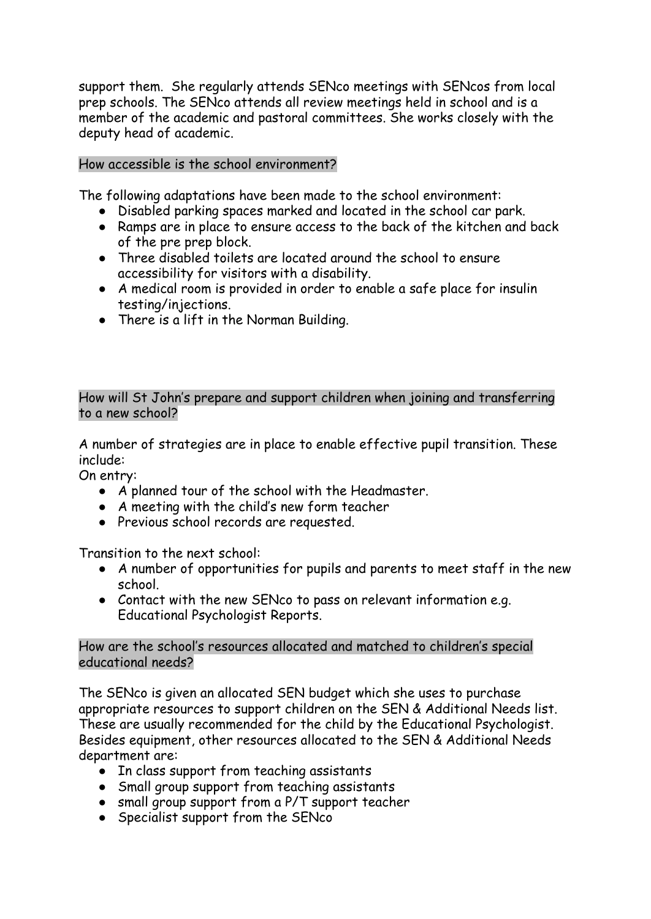support them. She regularly attends SENco meetings with SENcos from local prep schools. The SENco attends all review meetings held in school and is a member of the academic and pastoral committees. She works closely with the deputy head of academic.

## How accessible is the school environment?

The following adaptations have been made to the school environment:

- Disabled parking spaces marked and located in the school car park.
- Ramps are in place to ensure access to the back of the kitchen and back of the pre prep block.
- Three disabled toilets are located around the school to ensure accessibility for visitors with a disability.
- A medical room is provided in order to enable a safe place for insulin testing/injections.
- There is a lift in the Norman Building.

## How will St John's prepare and support children when joining and transferring to a new school?

A number of strategies are in place to enable effective pupil transition. These include:

On entry:

- A planned tour of the school with the Headmaster.
- A meeting with the child's new form teacher
- Previous school records are requested.

Transition to the next school:

- A number of opportunities for pupils and parents to meet staff in the new school.
- Contact with the new SENco to pass on relevant information e.g. Educational Psychologist Reports.

## How are the school's resources allocated and matched to children's special educational needs?

The SENco is given an allocated SEN budget which she uses to purchase appropriate resources to support children on the SEN & Additional Needs list. These are usually recommended for the child by the Educational Psychologist. Besides equipment, other resources allocated to the SEN & Additional Needs department are:

- In class support from teaching assistants
- Small group support from teaching assistants
- small group support from a P/T support teacher
- Specialist support from the SENco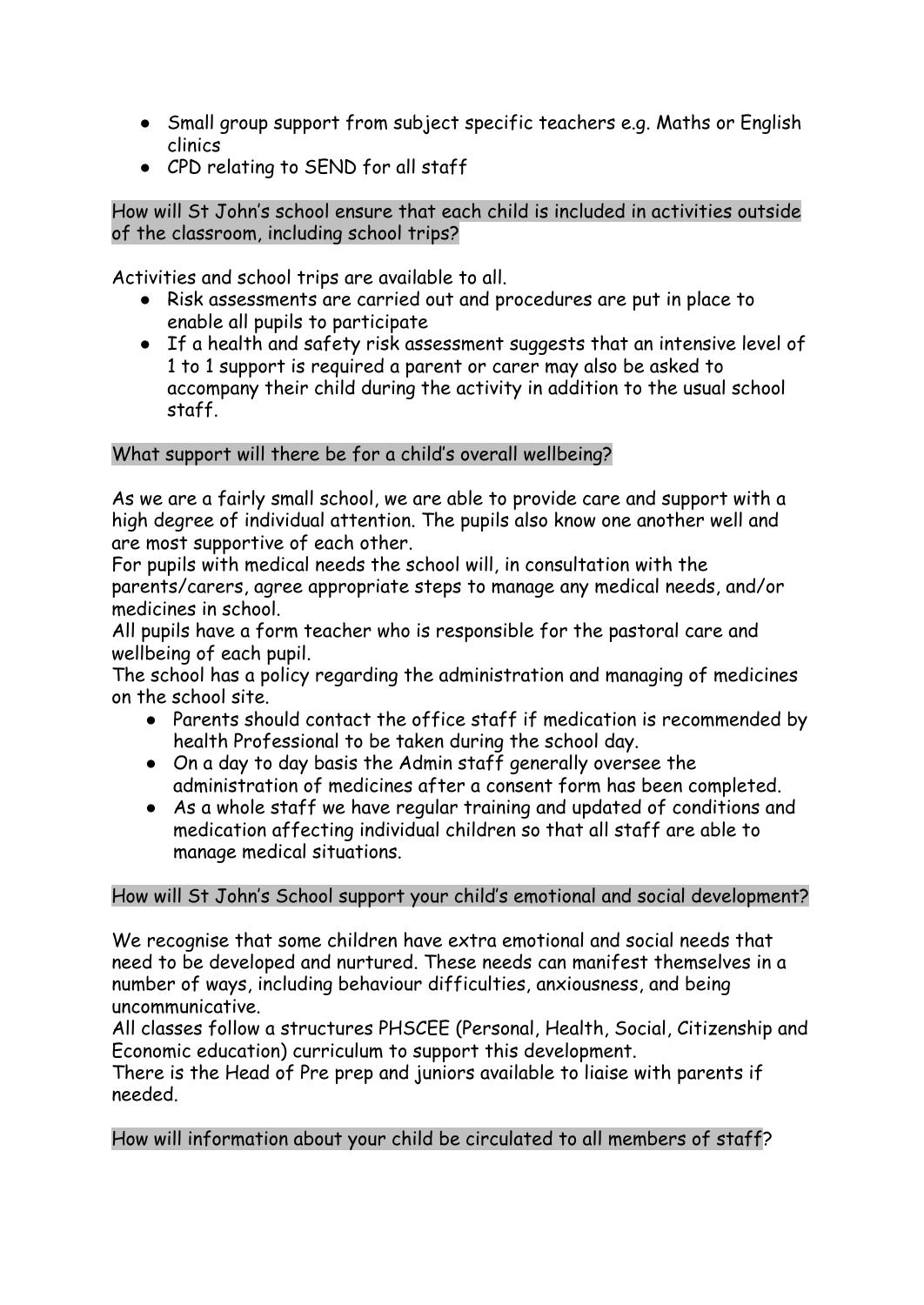- Small group support from subject specific teachers e.g. Maths or English clinics
- CPD relating to SEND for all staff

## How will St John's school ensure that each child is included in activities outside of the classroom, including school trips?

Activities and school trips are available to all.

- Risk assessments are carried out and procedures are put in place to enable all pupils to participate
- If a health and safety risk assessment suggests that an intensive level of 1 to 1 support is required a parent or carer may also be asked to accompany their child during the activity in addition to the usual school staff.

## What support will there be for a child's overall wellbeing?

As we are a fairly small school, we are able to provide care and support with a high degree of individual attention. The pupils also know one another well and are most supportive of each other.

For pupils with medical needs the school will, in consultation with the parents/carers, agree appropriate steps to manage any medical needs, and/or medicines in school.

All pupils have a form teacher who is responsible for the pastoral care and wellbeing of each pupil.

The school has a policy regarding the administration and managing of medicines on the school site.

- Parents should contact the office staff if medication is recommended by health Professional to be taken during the school day.
- On a day to day basis the Admin staff generally oversee the administration of medicines after a consent form has been completed.
- As a whole staff we have regular training and updated of conditions and medication affecting individual children so that all staff are able to manage medical situations.

## How will St John's School support your child's emotional and social development?

We recognise that some children have extra emotional and social needs that need to be developed and nurtured. These needs can manifest themselves in a number of ways, including behaviour difficulties, anxiousness, and being uncommunicative.

All classes follow a structures PHSCEE (Personal, Health, Social, Citizenship and Economic education) curriculum to support this development.

There is the Head of Pre prep and juniors available to liaise with parents if needed.

## How will information about your child be circulated to all members of staff?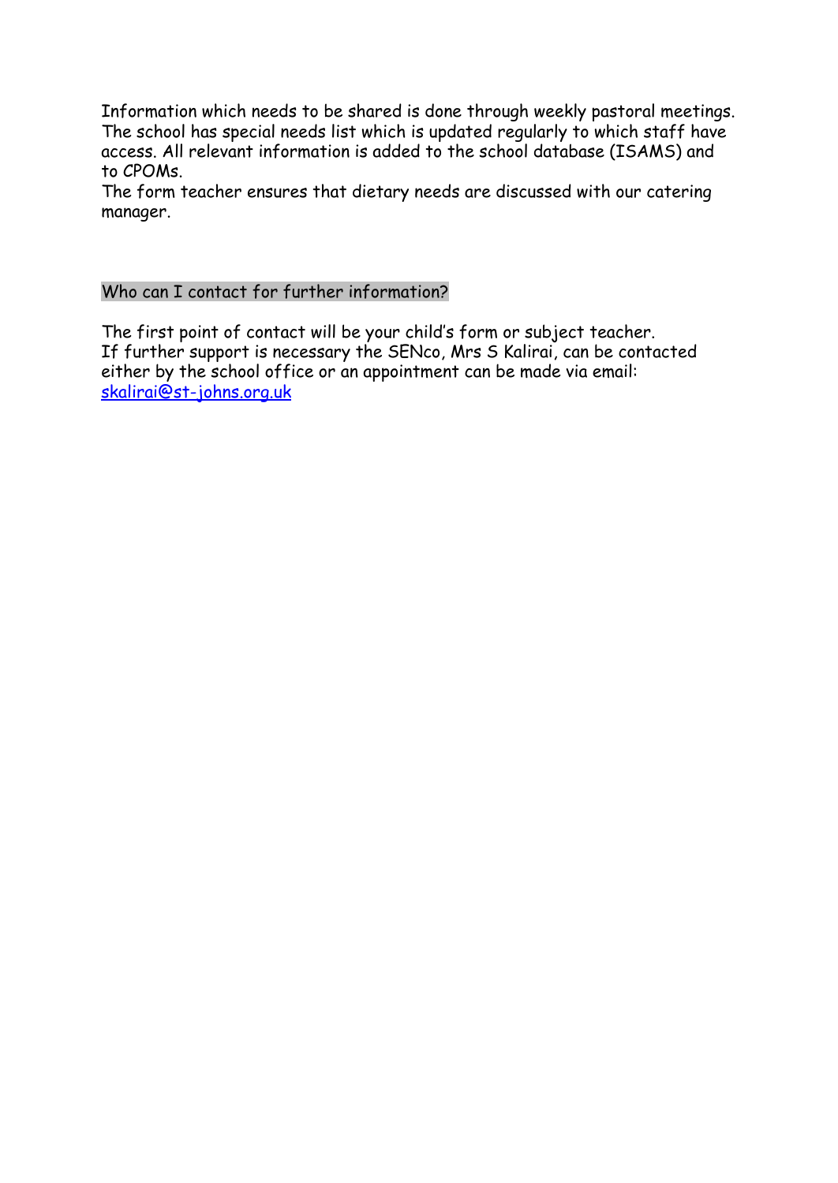Information which needs to be shared is done through weekly pastoral meetings. The school has special needs list which is updated regularly to which staff have access. All relevant information is added to the school database (ISAMS) and to CPOMs.

The form teacher ensures that dietary needs are discussed with our catering manager.

## Who can I contact for further information?

The first point of contact will be your child's form or subject teacher.
If further support is necessary the SENco, Mrs S Kalirai, can be contacted either by the school office or an appointment can be made via email: skalirai@st-johns.org.uk